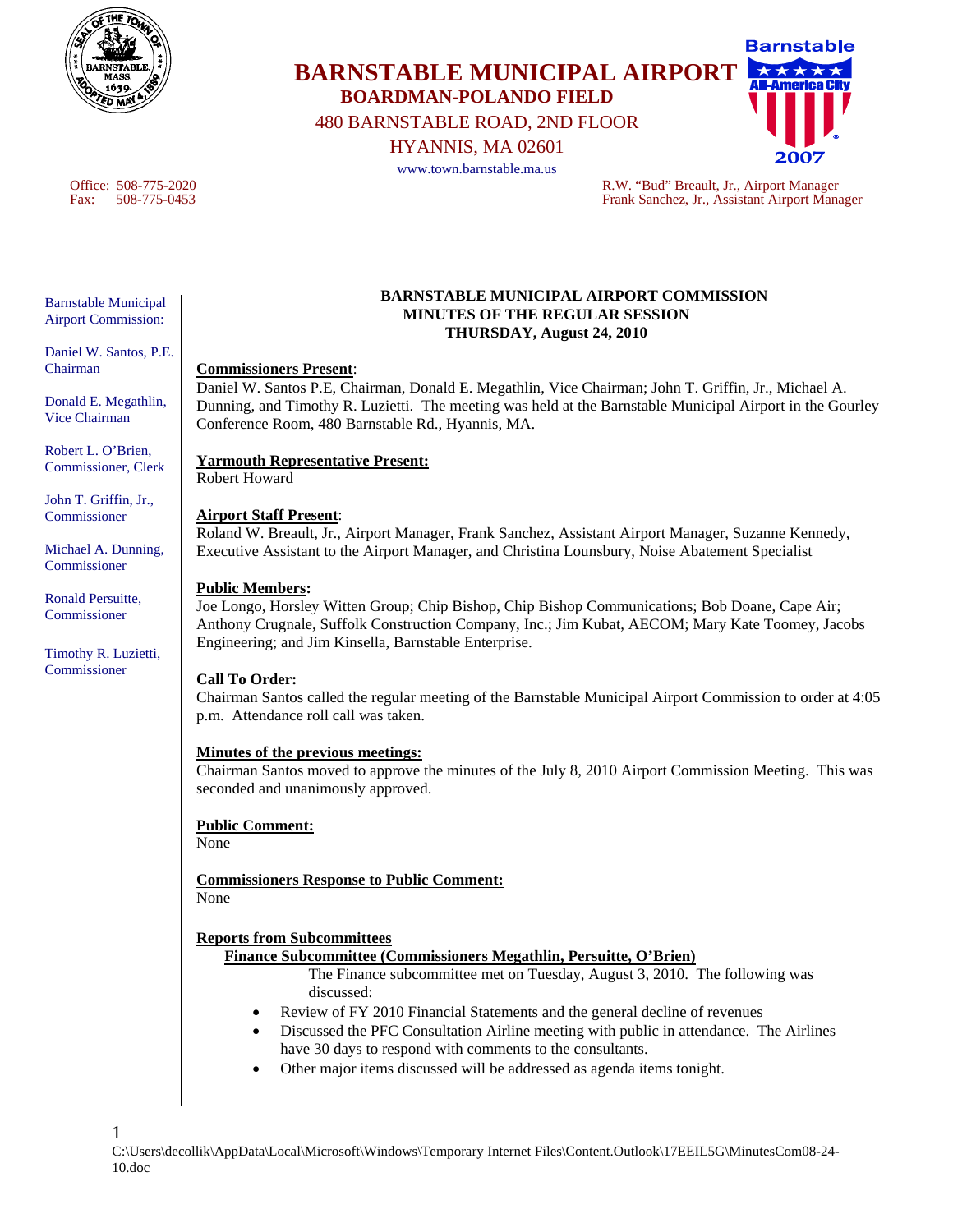# BARNSTABLE MUNICIPAL AIRPORT

**BOARDMAN-POLANDO FIELD**

480 BARNSTABLE ROAD, 2ND FLOOR

HYANNIS, MA 02601

www.town.barnstable.ma.us

Office: 508-775-2020
Fax: 508-775-0453

R.W. "Bud" Breault, Jr., Airport Manager
Frank Sanchez, Jr., Assistant Airport Manager

Barnstable Municipal Airport Commission:

Daniel W. Santos, P.E. Chairman

Donald E. Megathlin, Vice Chairman

Robert L. O'Brien, Commissioner, Clerk

John T. Griffin, Jr., Commissioner

Michael A. Dunning, Commissioner

Ronald Persuitte, Commissioner

Timothy R. Luzietti, Commissioner

## BARNSTABLE MUNICIPAL AIRPORT COMMISSION
## MINUTES OF THE REGULAR SESSION
## THURSDAY, August 24, 2010

**Commissioners Present**:
Daniel W. Santos P.E, Chairman, Donald E. Megathlin, Vice Chairman; John T. Griffin, Jr., Michael A. Dunning, and Timothy R. Luzietti. The meeting was held at the Barnstable Municipal Airport in the Gourley Conference Room, 480 Barnstable Rd., Hyannis, MA.

**Yarmouth Representative Present:**
Robert Howard

**Airport Staff Present**:
Roland W. Breault, Jr., Airport Manager, Frank Sanchez, Assistant Airport Manager, Suzanne Kennedy, Executive Assistant to the Airport Manager, and Christina Lounsbury, Noise Abatement Specialist

**Public Members:**
Joe Longo, Horsley Witten Group; Chip Bishop, Chip Bishop Communications; Bob Doane, Cape Air; Anthony Crugnale, Suffolk Construction Company, Inc.; Jim Kubat, AECOM; Mary Kate Toomey, Jacobs Engineering; and Jim Kinsella, Barnstable Enterprise.

**Call To Order:**
Chairman Santos called the regular meeting of the Barnstable Municipal Airport Commission to order at 4:05 p.m. Attendance roll call was taken.

**Minutes of the previous meetings:**
Chairman Santos moved to approve the minutes of the July 8, 2010 Airport Commission Meeting. This was seconded and unanimously approved.

**Public Comment:**
None

**Commissioners Response to Public Comment:**
None

**Reports from Subcommittees**

**Finance Subcommittee (Commissioners Megathlin, Persuitte, O'Brien)**

The Finance subcommittee met on Tuesday, August 3, 2010. The following was discussed:

- Review of FY 2010 Financial Statements and the general decline of revenues
- Discussed the PFC Consultation Airline meeting with public in attendance. The Airlines have 30 days to respond with comments to the consultants.
- Other major items discussed will be addressed as agenda items tonight.

C:\Users\decollik\AppData\Local\Microsoft\Windows\Temporary Internet Files\Content.Outlook\17EEIL5G\MinutesCom08-24-10.doc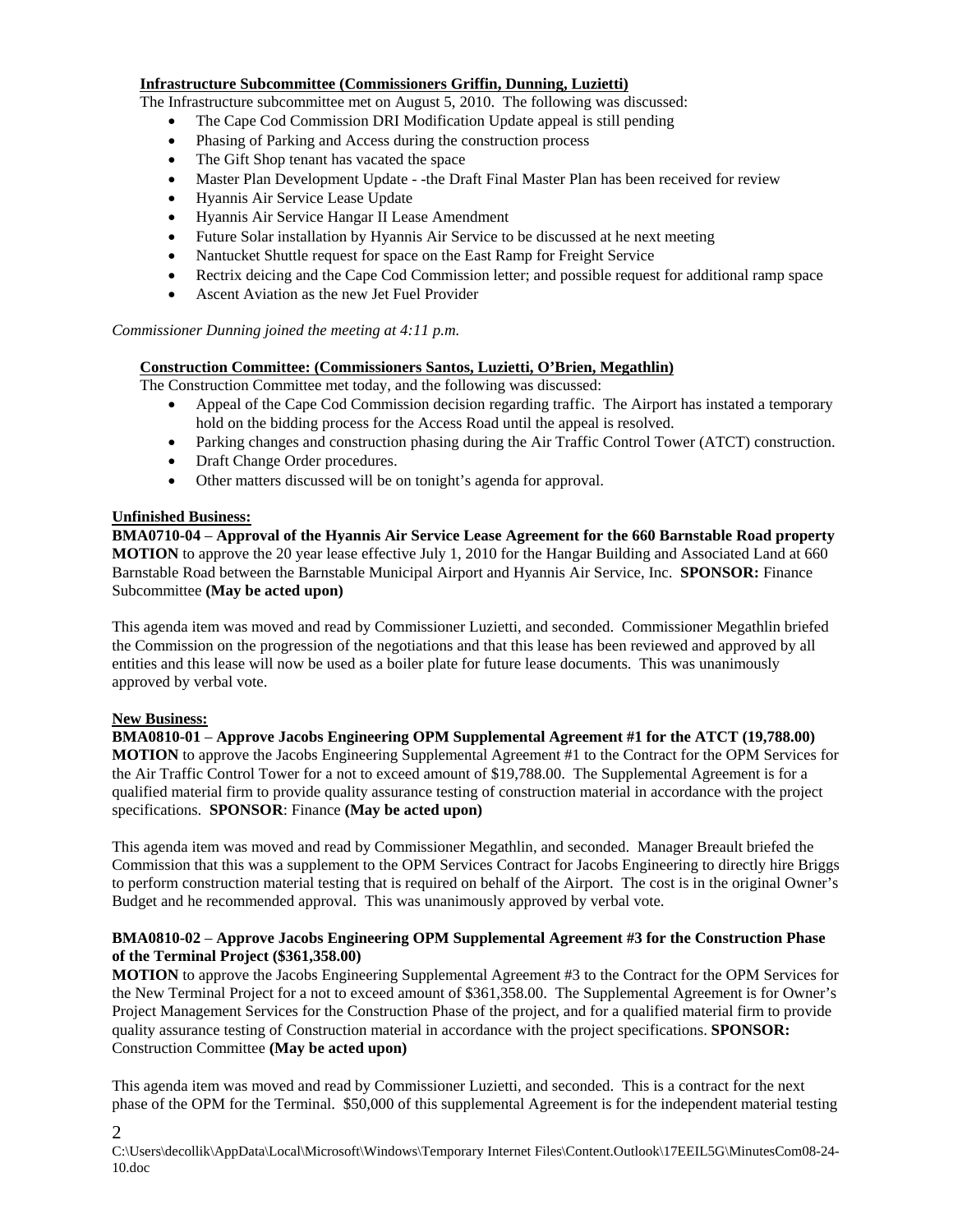**Infrastructure Subcommittee (Commissioners Griffin, Dunning, Luzietti)**

The Infrastructure subcommittee met on August 5, 2010. The following was discussed:

- The Cape Cod Commission DRI Modification Update appeal is still pending
- Phasing of Parking and Access during the construction process
- The Gift Shop tenant has vacated the space
- Master Plan Development Update - -the Draft Final Master Plan has been received for review
- Hyannis Air Service Lease Update
- Hyannis Air Service Hangar II Lease Amendment
- Future Solar installation by Hyannis Air Service to be discussed at he next meeting
- Nantucket Shuttle request for space on the East Ramp for Freight Service
- Rectrix deicing and the Cape Cod Commission letter; and possible request for additional ramp space
- Ascent Aviation as the new Jet Fuel Provider

*Commissioner Dunning joined the meeting at 4:11 p.m.*

**Construction Committee: (Commissioners Santos, Luzietti, O'Brien, Megathlin)**

The Construction Committee met today, and the following was discussed:

- Appeal of the Cape Cod Commission decision regarding traffic. The Airport has instated a temporary hold on the bidding process for the Access Road until the appeal is resolved.
- Parking changes and construction phasing during the Air Traffic Control Tower (ATCT) construction.
- Draft Change Order procedures.
- Other matters discussed will be on tonight's agenda for approval.

**Unfinished Business:**

**BMA0710-04** – **Approval of the Hyannis Air Service Lease Agreement for the 660 Barnstable Road property**
**MOTION** to approve the 20 year lease effective July 1, 2010 for the Hangar Building and Associated Land at 660 Barnstable Road between the Barnstable Municipal Airport and Hyannis Air Service, Inc. **SPONSOR:** Finance Subcommittee **(May be acted upon)**

This agenda item was moved and read by Commissioner Luzietti, and seconded. Commissioner Megathlin briefed the Commission on the progression of the negotiations and that this lease has been reviewed and approved by all entities and this lease will now be used as a boiler plate for future lease documents. This was unanimously approved by verbal vote.

**New Business:**

**BMA0810-01** – **Approve Jacobs Engineering OPM Supplemental Agreement #1 for the ATCT (19,788.00)**
**MOTION** to approve the Jacobs Engineering Supplemental Agreement #1 to the Contract for the OPM Services for the Air Traffic Control Tower for a not to exceed amount of $19,788.00. The Supplemental Agreement is for a qualified material firm to provide quality assurance testing of construction material in accordance with the project specifications. **SPONSOR**: Finance **(May be acted upon)**

This agenda item was moved and read by Commissioner Megathlin, and seconded. Manager Breault briefed the Commission that this was a supplement to the OPM Services Contract for Jacobs Engineering to directly hire Briggs to perform construction material testing that is required on behalf of the Airport. The cost is in the original Owner's Budget and he recommended approval. This was unanimously approved by verbal vote.

**BMA0810-02** – **Approve Jacobs Engineering OPM Supplemental Agreement #3 for the Construction Phase of the Terminal Project ($361,358.00)**
**MOTION** to approve the Jacobs Engineering Supplemental Agreement #3 to the Contract for the OPM Services for the New Terminal Project for a not to exceed amount of $361,358.00. The Supplemental Agreement is for Owner's Project Management Services for the Construction Phase of the project, and for a qualified material firm to provide quality assurance testing of Construction material in accordance with the project specifications. **SPONSOR:** Construction Committee **(May be acted upon)**

This agenda item was moved and read by Commissioner Luzietti, and seconded. This is a contract for the next phase of the OPM for the Terminal. $50,000 of this supplemental Agreement is for the independent material testing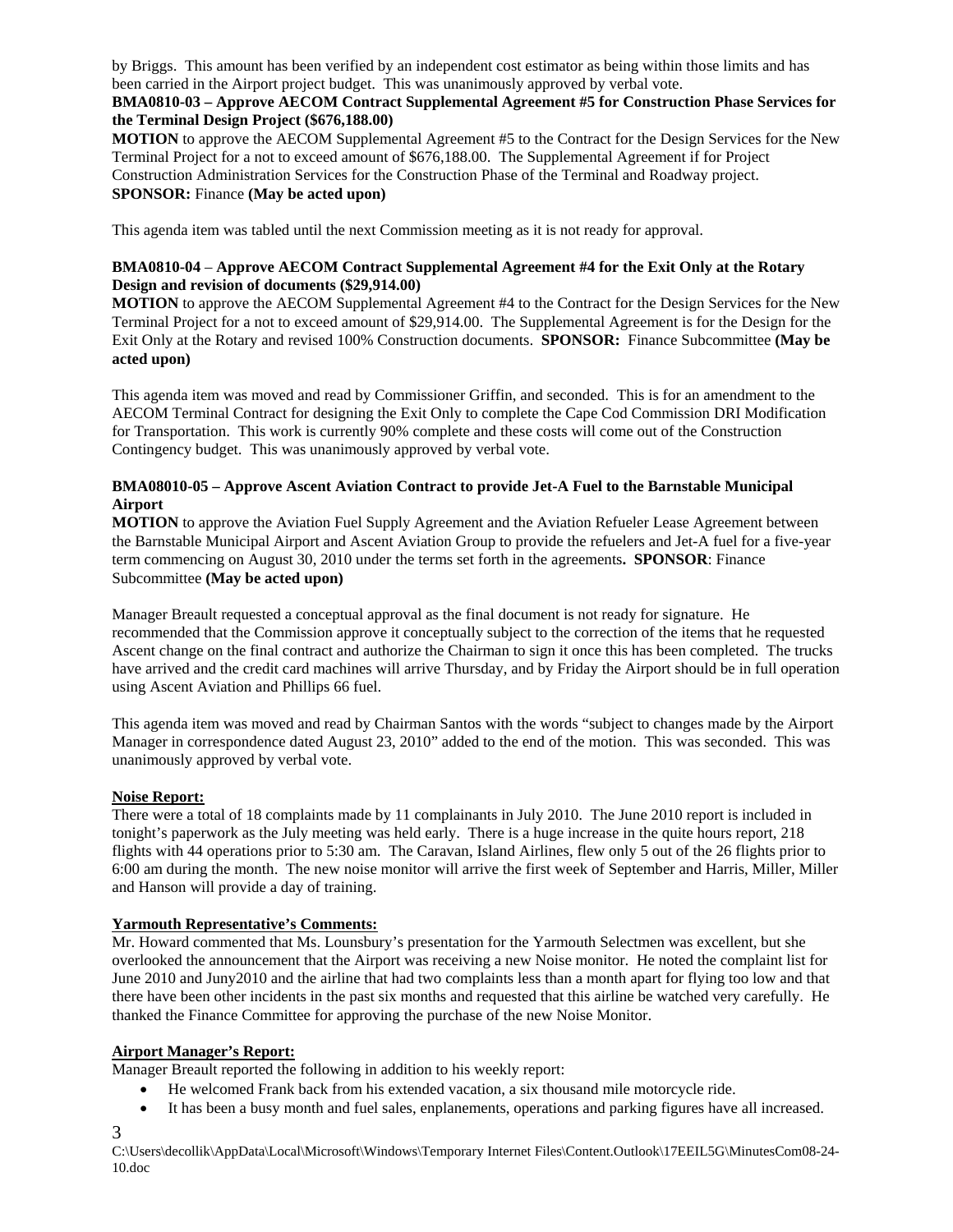by Briggs. This amount has been verified by an independent cost estimator as being within those limits and has been carried in the Airport project budget. This was unanimously approved by verbal vote.

**BMA0810-03 – Approve AECOM Contract Supplemental Agreement #5 for Construction Phase Services for the Terminal Design Project ($676,188.00)**

**MOTION** to approve the AECOM Supplemental Agreement #5 to the Contract for the Design Services for the New Terminal Project for a not to exceed amount of $676,188.00. The Supplemental Agreement if for Project Construction Administration Services for the Construction Phase of the Terminal and Roadway project. **SPONSOR:** Finance **(May be acted upon)**

This agenda item was tabled until the next Commission meeting as it is not ready for approval.

**BMA0810-04 – Approve AECOM Contract Supplemental Agreement #4 for the Exit Only at the Rotary Design and revision of documents ($29,914.00)**

**MOTION** to approve the AECOM Supplemental Agreement #4 to the Contract for the Design Services for the New Terminal Project for a not to exceed amount of $29,914.00. The Supplemental Agreement is for the Design for the Exit Only at the Rotary and revised 100% Construction documents. **SPONSOR:** Finance Subcommittee **(May be acted upon)**

This agenda item was moved and read by Commissioner Griffin, and seconded. This is for an amendment to the AECOM Terminal Contract for designing the Exit Only to complete the Cape Cod Commission DRI Modification for Transportation. This work is currently 90% complete and these costs will come out of the Construction Contingency budget. This was unanimously approved by verbal vote.

**BMA08010-05 – Approve Ascent Aviation Contract to provide Jet-A Fuel to the Barnstable Municipal Airport**

**MOTION** to approve the Aviation Fuel Supply Agreement and the Aviation Refueler Lease Agreement between the Barnstable Municipal Airport and Ascent Aviation Group to provide the refuelers and Jet-A fuel for a five-year term commencing on August 30, 2010 under the terms set forth in the agreements**. SPONSOR**: Finance Subcommittee **(May be acted upon)**

Manager Breault requested a conceptual approval as the final document is not ready for signature. He recommended that the Commission approve it conceptually subject to the correction of the items that he requested Ascent change on the final contract and authorize the Chairman to sign it once this has been completed. The trucks have arrived and the credit card machines will arrive Thursday, and by Friday the Airport should be in full operation using Ascent Aviation and Phillips 66 fuel.

This agenda item was moved and read by Chairman Santos with the words "subject to changes made by the Airport Manager in correspondence dated August 23, 2010" added to the end of the motion. This was seconded. This was unanimously approved by verbal vote.

**Noise Report:**

There were a total of 18 complaints made by 11 complainants in July 2010. The June 2010 report is included in tonight's paperwork as the July meeting was held early. There is a huge increase in the quite hours report, 218 flights with 44 operations prior to 5:30 am. The Caravan, Island Airlines, flew only 5 out of the 26 flights prior to 6:00 am during the month. The new noise monitor will arrive the first week of September and Harris, Miller, Miller and Hanson will provide a day of training.

**Yarmouth Representative's Comments:**

Mr. Howard commented that Ms. Lounsbury's presentation for the Yarmouth Selectmen was excellent, but she overlooked the announcement that the Airport was receiving a new Noise monitor. He noted the complaint list for June 2010 and Juny2010 and the airline that had two complaints less than a month apart for flying too low and that there have been other incidents in the past six months and requested that this airline be watched very carefully. He thanked the Finance Committee for approving the purchase of the new Noise Monitor.

**Airport Manager's Report:**

Manager Breault reported the following in addition to his weekly report:

- He welcomed Frank back from his extended vacation, a six thousand mile motorcycle ride.
- It has been a busy month and fuel sales, enplanements, operations and parking figures have all increased.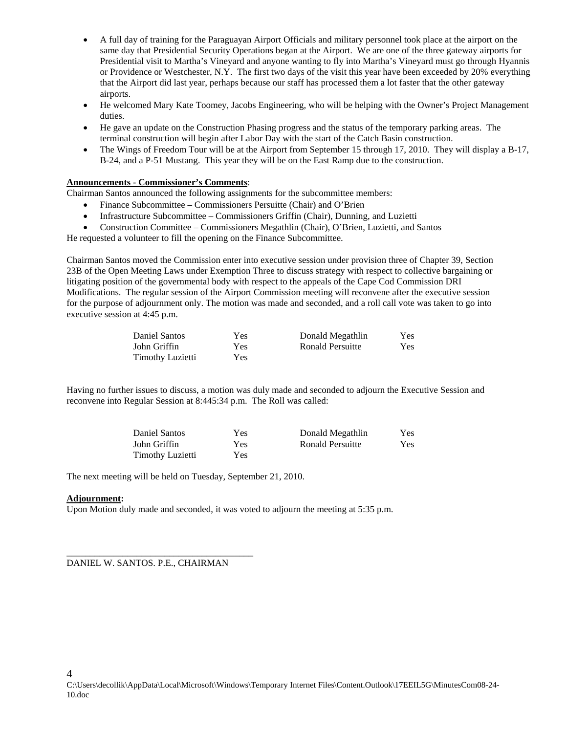- A full day of training for the Paraguayan Airport Officials and military personnel took place at the airport on the same day that Presidential Security Operations began at the Airport. We are one of the three gateway airports for Presidential visit to Martha's Vineyard and anyone wanting to fly into Martha's Vineyard must go through Hyannis or Providence or Westchester, N.Y. The first two days of the visit this year have been exceeded by 20% everything that the Airport did last year, perhaps because our staff has processed them a lot faster that the other gateway airports.
- He welcomed Mary Kate Toomey, Jacobs Engineering, who will be helping with the Owner's Project Management duties.
- He gave an update on the Construction Phasing progress and the status of the temporary parking areas. The terminal construction will begin after Labor Day with the start of the Catch Basin construction.
- The Wings of Freedom Tour will be at the Airport from September 15 through 17, 2010. They will display a B-17, B-24, and a P-51 Mustang. This year they will be on the East Ramp due to the construction.

**Announcements - Commissioner's Comments**:

Chairman Santos announced the following assignments for the subcommittee members:

- Finance Subcommittee – Commissioners Persuitte (Chair) and O'Brien
- Infrastructure Subcommittee – Commissioners Griffin (Chair), Dunning, and Luzietti
- Construction Committee – Commissioners Megathlin (Chair), O'Brien, Luzietti, and Santos

He requested a volunteer to fill the opening on the Finance Subcommittee.

Chairman Santos moved the Commission enter into executive session under provision three of Chapter 39, Section 23B of the Open Meeting Laws under Exemption Three to discuss strategy with respect to collective bargaining or litigating position of the governmental body with respect to the appeals of the Cape Cod Commission DRI Modifications. The regular session of the Airport Commission meeting will reconvene after the executive session for the purpose of adjournment only. The motion was made and seconded, and a roll call vote was taken to go into executive session at 4:45 p.m.

| | | | |
|---|---|---|---|
| Daniel Santos | Yes | Donald Megathlin | Yes |
| John Griffin | Yes | Ronald Persuitte | Yes |
| Timothy Luzietti | Yes | | |

Having no further issues to discuss, a motion was duly made and seconded to adjourn the Executive Session and reconvene into Regular Session at 8:445:34 p.m. The Roll was called:

| | | | |
|---|---|---|---|
| Daniel Santos | Yes | Donald Megathlin | Yes |
| John Griffin | Yes | Ronald Persuitte | Yes |
| Timothy Luzietti | Yes | | |

The next meeting will be held on Tuesday, September 21, 2010.

**Adjournment:**

Upon Motion duly made and seconded, it was voted to adjourn the meeting at 5:35 p.m.

\_\_\_\_\_\_\_\_\_\_\_\_\_\_\_\_\_\_\_\_\_\_\_\_\_\_\_\_\_\_\_\_\_\_\_\_\_\_\_

DANIEL W. SANTOS. P.E., CHAIRMAN

C:\Users\decollik\AppData\Local\Microsoft\Windows\Temporary Internet Files\Content.Outlook\17EEIL5G\MinutesCom08-24-10.doc